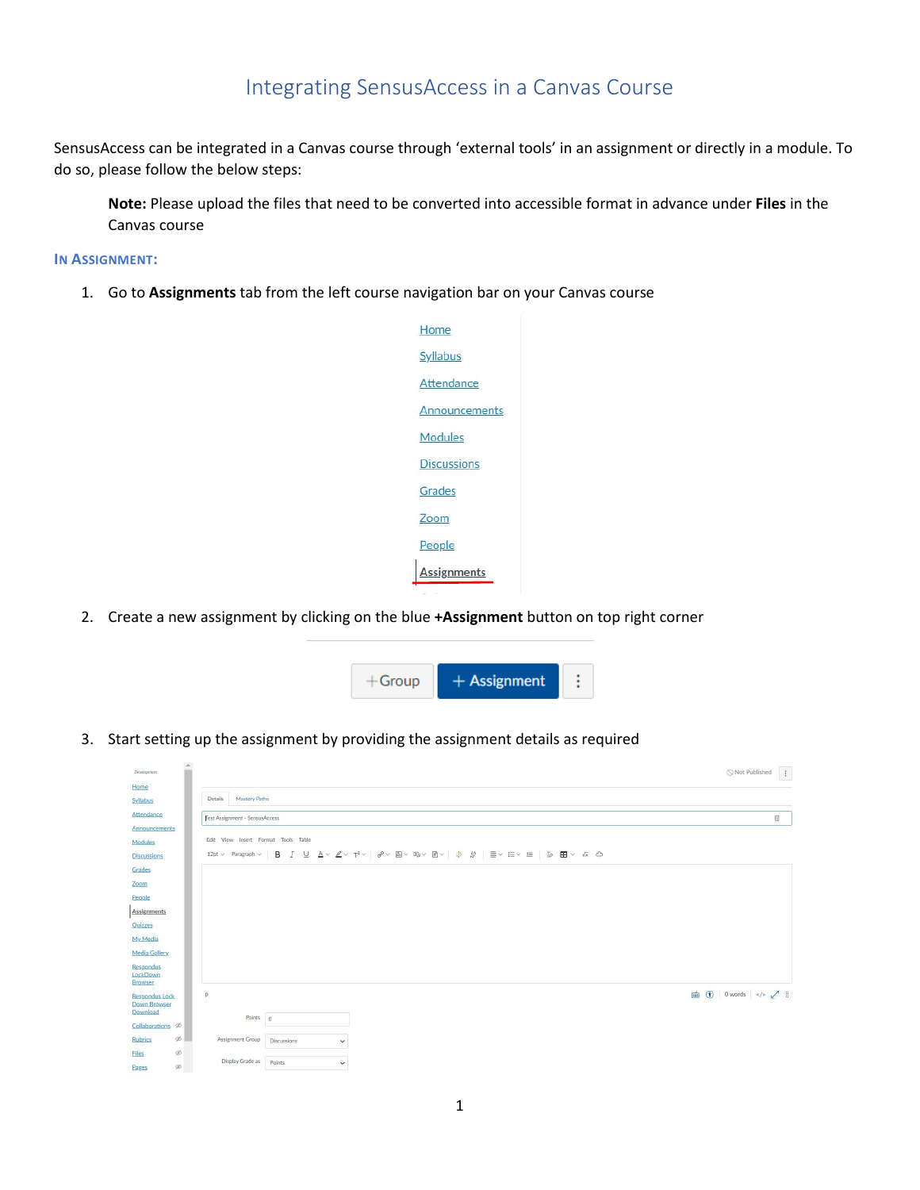# Integrating SensusAccess in a Canvas Course

SensusAccess can be integrated in a Canvas course through 'external tools' in an assignment or directly in a module. To do so, please follow the below steps:

> **Note:** Please upload the files that need to be converted into accessible format in advance under **Files** in the Canvas course

## In Assignment:

1. Go to **Assignments** tab from the left course navigation bar on your Canvas course

2. Create a new assignment by clicking on the blue **+Assignment** button on top right corner

3. Start setting up the assignment by providing the assignment details as required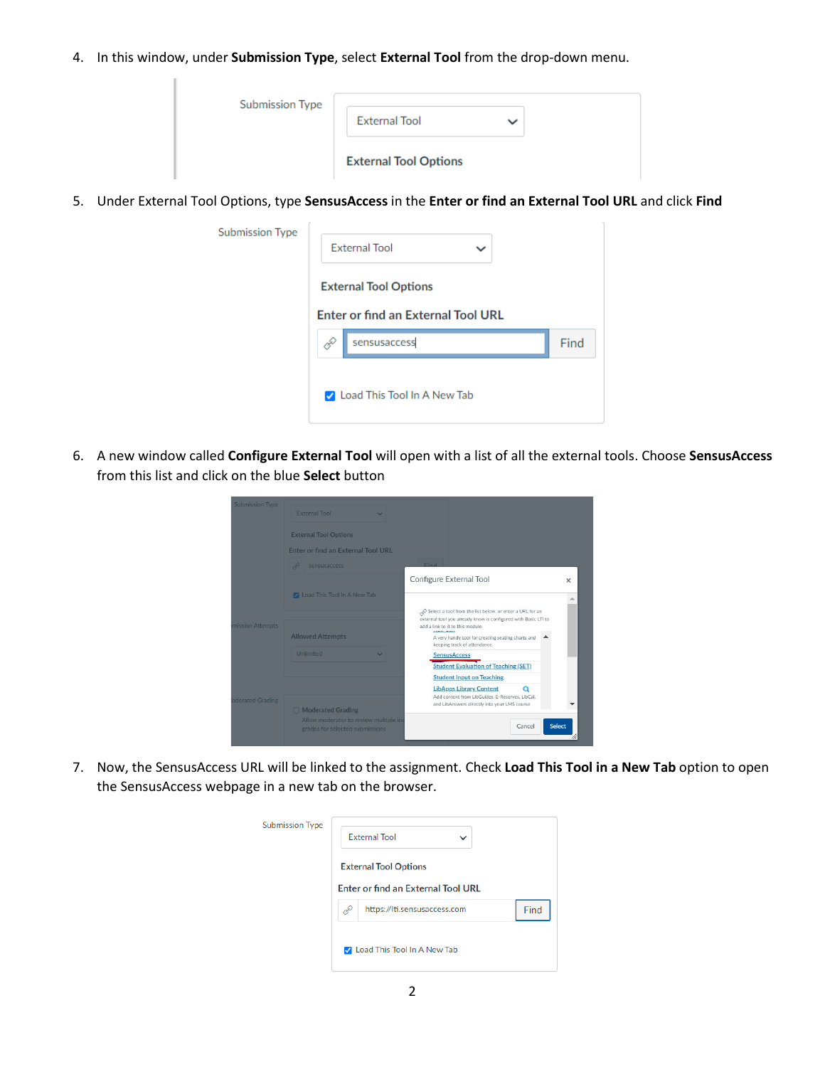4. In this window, under **Submission Type**, select **External Tool** from the drop-down menu.

5. Under External Tool Options, type **SensusAccess** in the **Enter or find an External Tool URL** and click **Find**

6. A new window called **Configure External Tool** will open with a list of all the external tools. Choose **SensusAccess** from this list and click on the blue **Select** button

7. Now, the SensusAccess URL will be linked to the assignment. Check **Load This Tool in a New Tab** option to open the SensusAccess webpage in a new tab on the browser.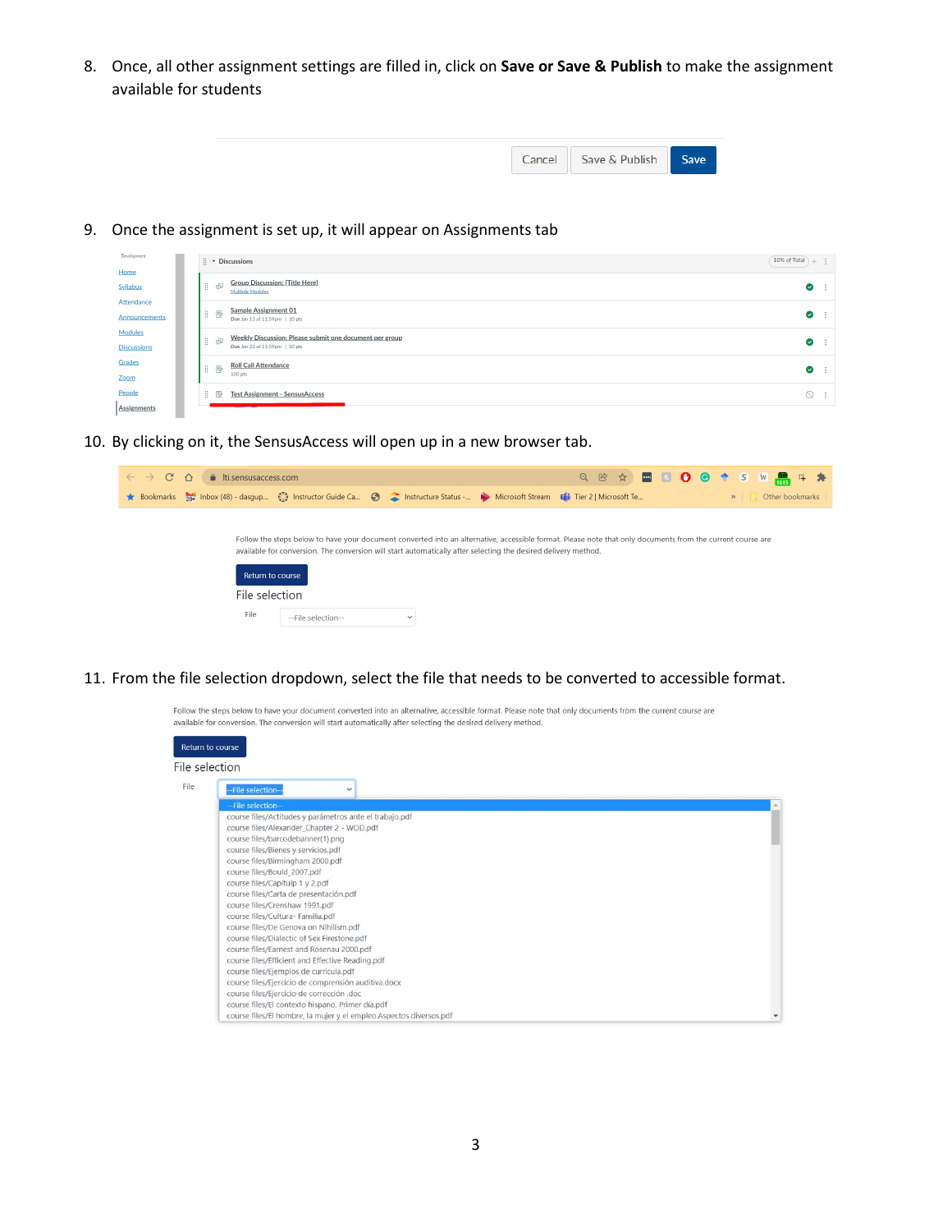8. Once, all other assignment settings are filled in, click on **Save or Save & Publish** to make the assignment available for students

9. Once the assignment is set up, it will appear on Assignments tab

10. By clicking on it, the SensusAccess will open up in a new browser tab.

11. From the file selection dropdown, select the file that needs to be converted to accessible format.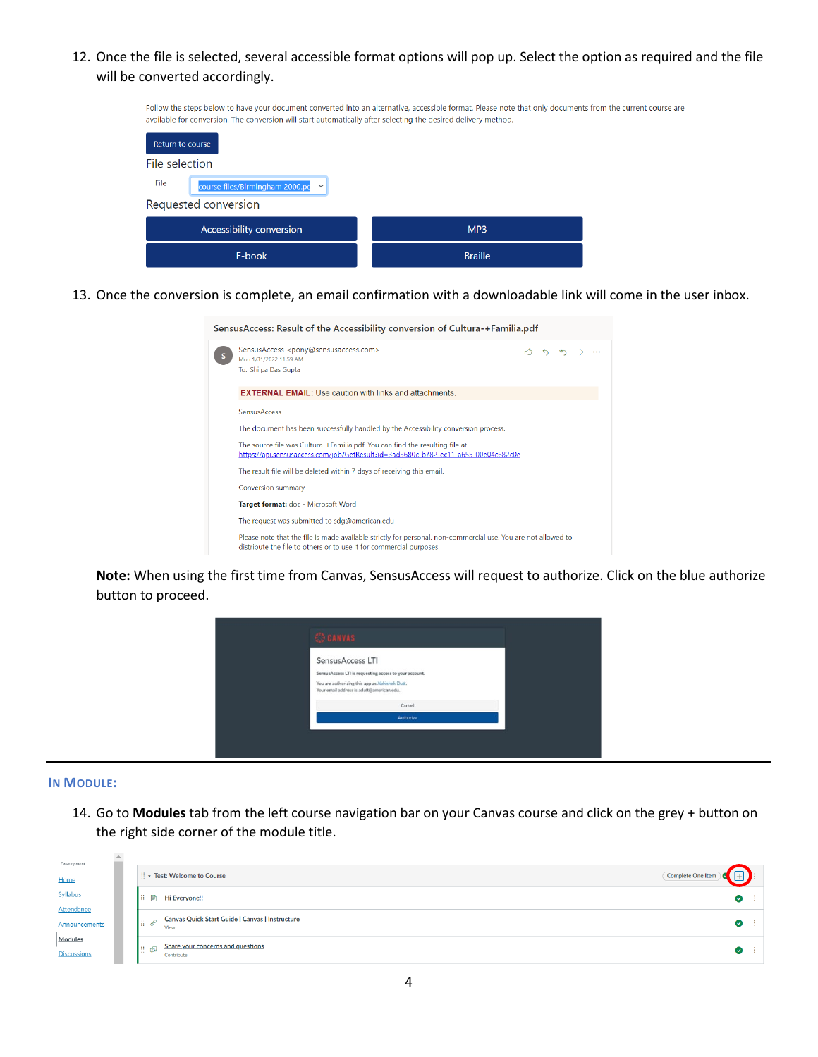12. Once the file is selected, several accessible format options will pop up. Select the option as required and the file will be converted accordingly.

13. Once the conversion is complete, an email confirmation with a downloadable link will come in the user inbox.

**Note:** When using the first time from Canvas, SensusAccess will request to authorize. Click on the blue authorize button to proceed.

## IN MODULE:

14. Go to **Modules** tab from the left course navigation bar on your Canvas course and click on the grey + button on the right side corner of the module title.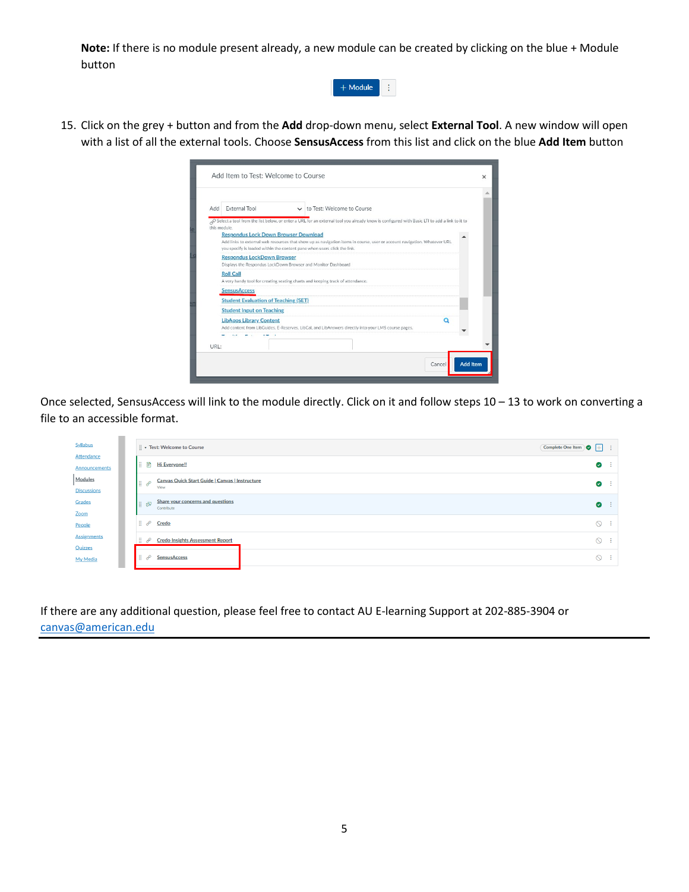**Note:** If there is no module present already, a new module can be created by clicking on the blue + Module button

15. Click on the grey + button and from the **Add** drop-down menu, select **External Tool**. A new window will open with a list of all the external tools. Choose **SensusAccess** from this list and click on the blue **Add Item** button

Once selected, SensusAccess will link to the module directly. Click on it and follow steps 10 – 13 to work on converting a file to an accessible format.

If there are any additional question, please feel free to contact AU E-learning Support at 202-885-3904 or canvas@american.edu